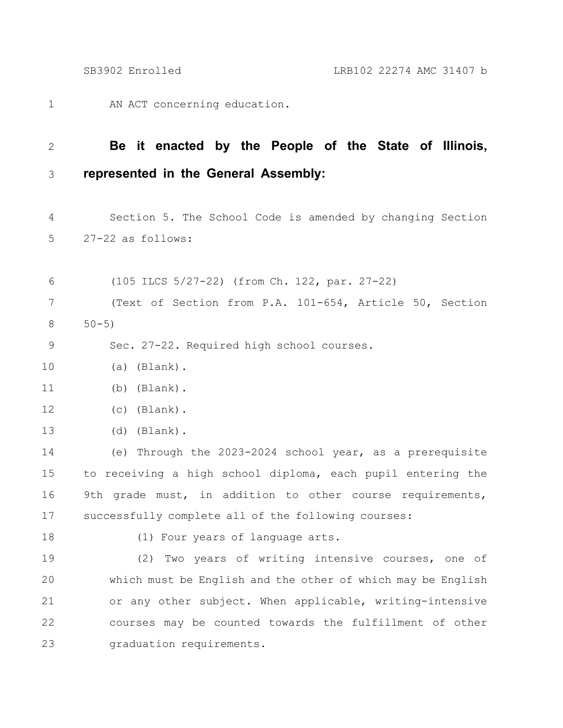AN ACT concerning education.

**Be it enacted by the People of the State of Illinois, represented in the General Assembly:**

Section 5. The School Code is amended by changing Section 27-22 as follows:

(105 ILCS 5/27-22) (from Ch. 122, par. 27-22)

(Text of Section from P.A. 101-654, Article 50, Section 50-5)

Sec. 27-22. Required high school courses.

(a) (Blank).

(b) (Blank).

(c) (Blank).

(d) (Blank).

(e) Through the 2023-2024 school year, as a prerequisite to receiving a high school diploma, each pupil entering the 9th grade must, in addition to other course requirements, successfully complete all of the following courses:

(1) Four years of language arts.

(2) Two years of writing intensive courses, one of which must be English and the other of which may be English or any other subject. When applicable, writing-intensive courses may be counted towards the fulfillment of other graduation requirements.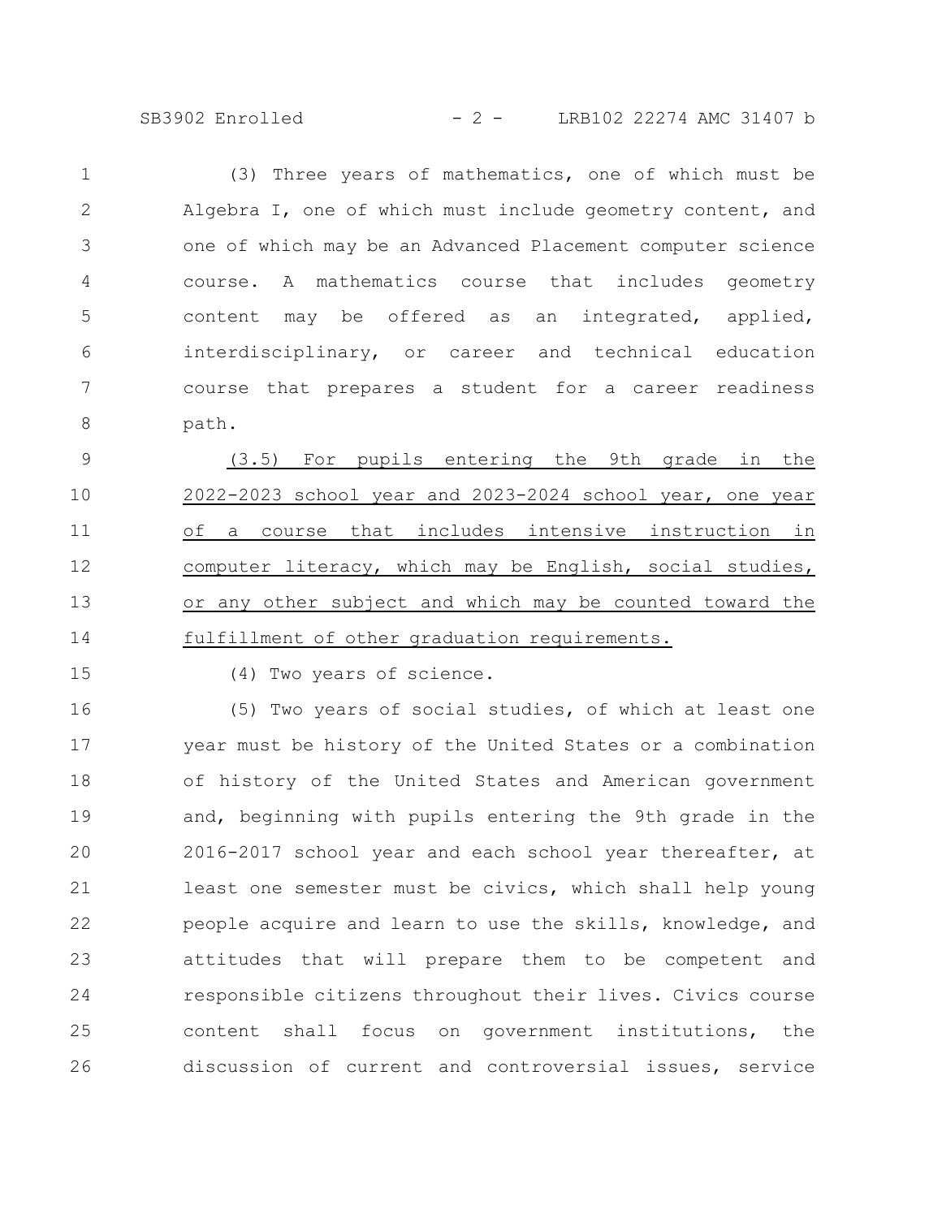(3) Three years of mathematics, one of which must be Algebra I, one of which must include geometry content, and one of which may be an Advanced Placement computer science course. A mathematics course that includes geometry content may be offered as an integrated, applied, interdisciplinary, or career and technical education course that prepares a student for a career readiness path.

<u>(3.5) For pupils entering the 9th grade in the 2022-2023 school year and 2023-2024 school year, one year of a course that includes intensive instruction in computer literacy, which may be English, social studies, or any other subject and which may be counted toward the fulfillment of other graduation requirements.</u>

(4) Two years of science.

(5) Two years of social studies, of which at least one year must be history of the United States or a combination of history of the United States and American government and, beginning with pupils entering the 9th grade in the 2016-2017 school year and each school year thereafter, at least one semester must be civics, which shall help young people acquire and learn to use the skills, knowledge, and attitudes that will prepare them to be competent and responsible citizens throughout their lives. Civics course content shall focus on government institutions, the discussion of current and controversial issues, service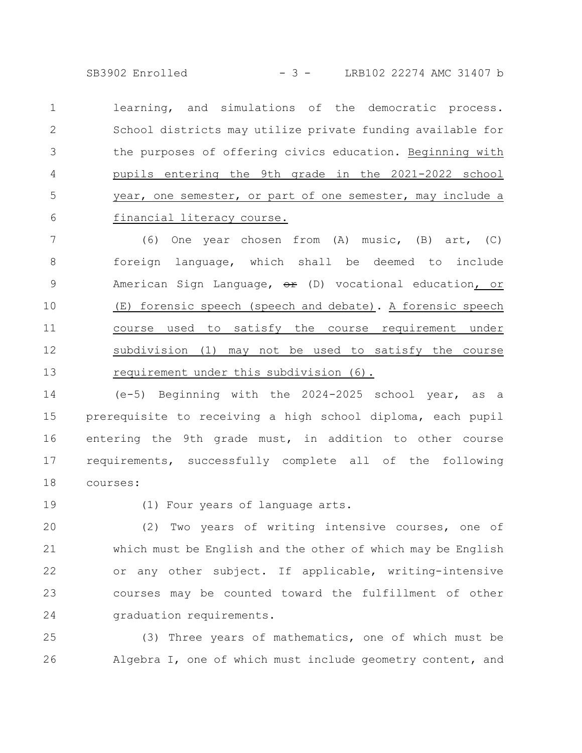learning, and simulations of the democratic process. School districts may utilize private funding available for the purposes of offering civics education. Beginning with pupils entering the 9th grade in the 2021-2022 school year, one semester, or part of one semester, may include a financial literacy course.

(6) One year chosen from (A) music, (B) art, (C) foreign language, which shall be deemed to include American Sign Language, ~~or~~ (D) vocational education, or (E) forensic speech (speech and debate). A forensic speech course used to satisfy the course requirement under subdivision (1) may not be used to satisfy the course requirement under this subdivision (6).

(e-5) Beginning with the 2024-2025 school year, as a prerequisite to receiving a high school diploma, each pupil entering the 9th grade must, in addition to other course requirements, successfully complete all of the following courses:

(1) Four years of language arts.

(2) Two years of writing intensive courses, one of which must be English and the other of which may be English or any other subject. If applicable, writing-intensive courses may be counted toward the fulfillment of other graduation requirements.

(3) Three years of mathematics, one of which must be Algebra I, one of which must include geometry content, and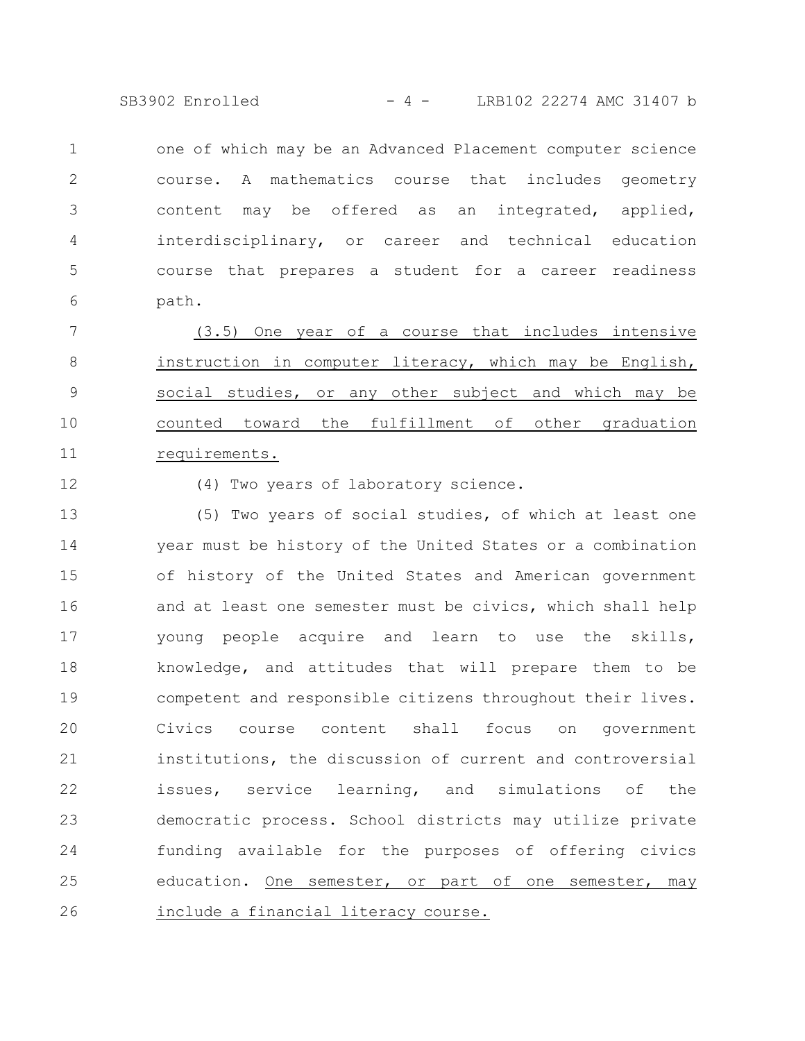one of which may be an Advanced Placement computer science course. A mathematics course that includes geometry content may be offered as an integrated, applied, interdisciplinary, or career and technical education course that prepares a student for a career readiness path.

(3.5) One year of a course that includes intensive instruction in computer literacy, which may be English, social studies, or any other subject and which may be counted toward the fulfillment of other graduation requirements.

(4) Two years of laboratory science.

(5) Two years of social studies, of which at least one year must be history of the United States or a combination of history of the United States and American government and at least one semester must be civics, which shall help young people acquire and learn to use the skills, knowledge, and attitudes that will prepare them to be competent and responsible citizens throughout their lives. Civics course content shall focus on government institutions, the discussion of current and controversial issues, service learning, and simulations of the democratic process. School districts may utilize private funding available for the purposes of offering civics education. One semester, or part of one semester, may include a financial literacy course.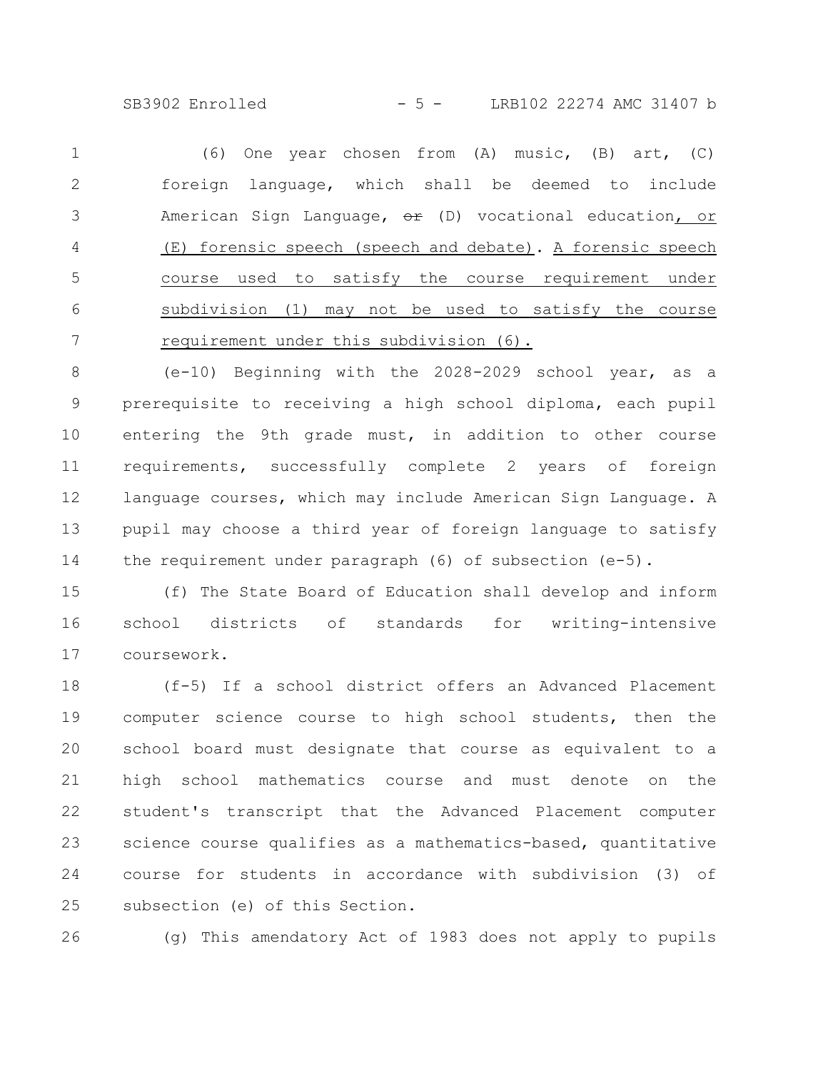(6) One year chosen from (A) music, (B) art, (C) foreign language, which shall be deemed to include American Sign Language, ~~or~~ (D) vocational education, or (E) forensic speech (speech and debate). A forensic speech course used to satisfy the course requirement under subdivision (1) may not be used to satisfy the course requirement under this subdivision (6).

(e-10) Beginning with the 2028-2029 school year, as a prerequisite to receiving a high school diploma, each pupil entering the 9th grade must, in addition to other course requirements, successfully complete 2 years of foreign language courses, which may include American Sign Language. A pupil may choose a third year of foreign language to satisfy the requirement under paragraph (6) of subsection (e-5).

(f) The State Board of Education shall develop and inform school districts of standards for writing-intensive coursework.

(f-5) If a school district offers an Advanced Placement computer science course to high school students, then the school board must designate that course as equivalent to a high school mathematics course and must denote on the student's transcript that the Advanced Placement computer science course qualifies as a mathematics-based, quantitative course for students in accordance with subdivision (3) of subsection (e) of this Section.

(g) This amendatory Act of 1983 does not apply to pupils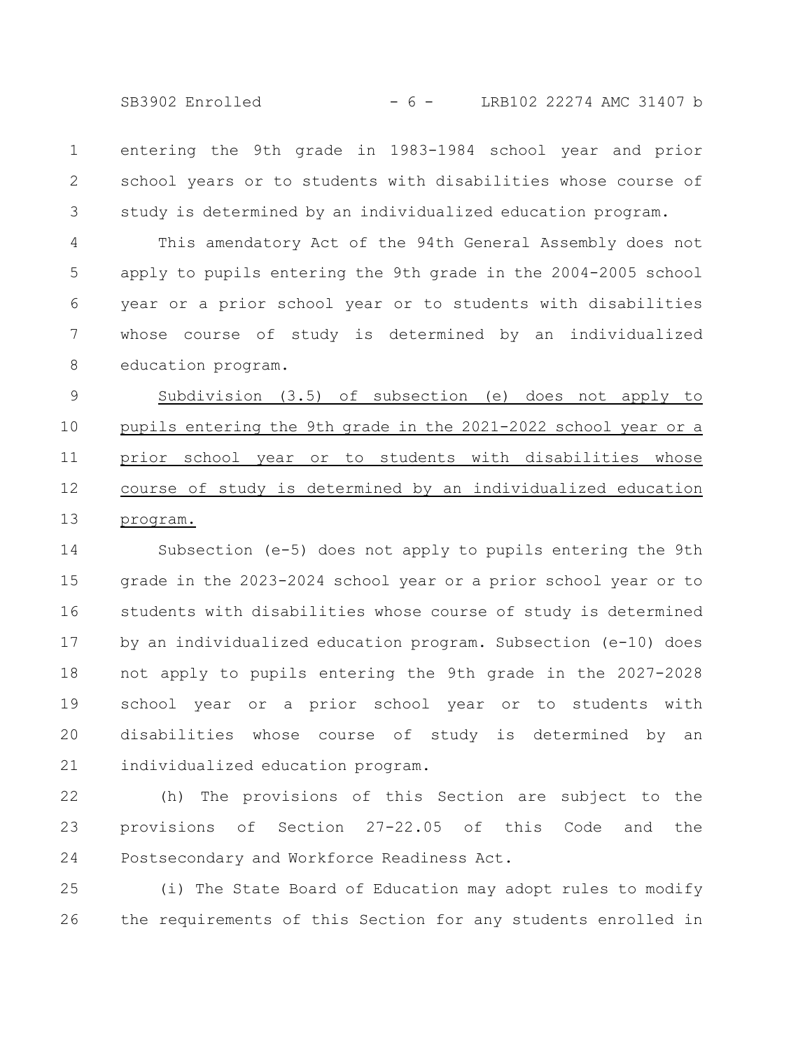entering the 9th grade in 1983-1984 school year and prior school years or to students with disabilities whose course of study is determined by an individualized education program.

This amendatory Act of the 94th General Assembly does not apply to pupils entering the 9th grade in the 2004-2005 school year or a prior school year or to students with disabilities whose course of study is determined by an individualized education program.

<u>Subdivision (3.5) of subsection (e) does not apply to pupils entering the 9th grade in the 2021-2022 school year or a prior school year or to students with disabilities whose course of study is determined by an individualized education program.</u>

Subsection (e-5) does not apply to pupils entering the 9th grade in the 2023-2024 school year or a prior school year or to students with disabilities whose course of study is determined by an individualized education program. Subsection (e-10) does not apply to pupils entering the 9th grade in the 2027-2028 school year or a prior school year or to students with disabilities whose course of study is determined by an individualized education program.

(h) The provisions of this Section are subject to the provisions of Section 27-22.05 of this Code and the Postsecondary and Workforce Readiness Act.

(i) The State Board of Education may adopt rules to modify the requirements of this Section for any students enrolled in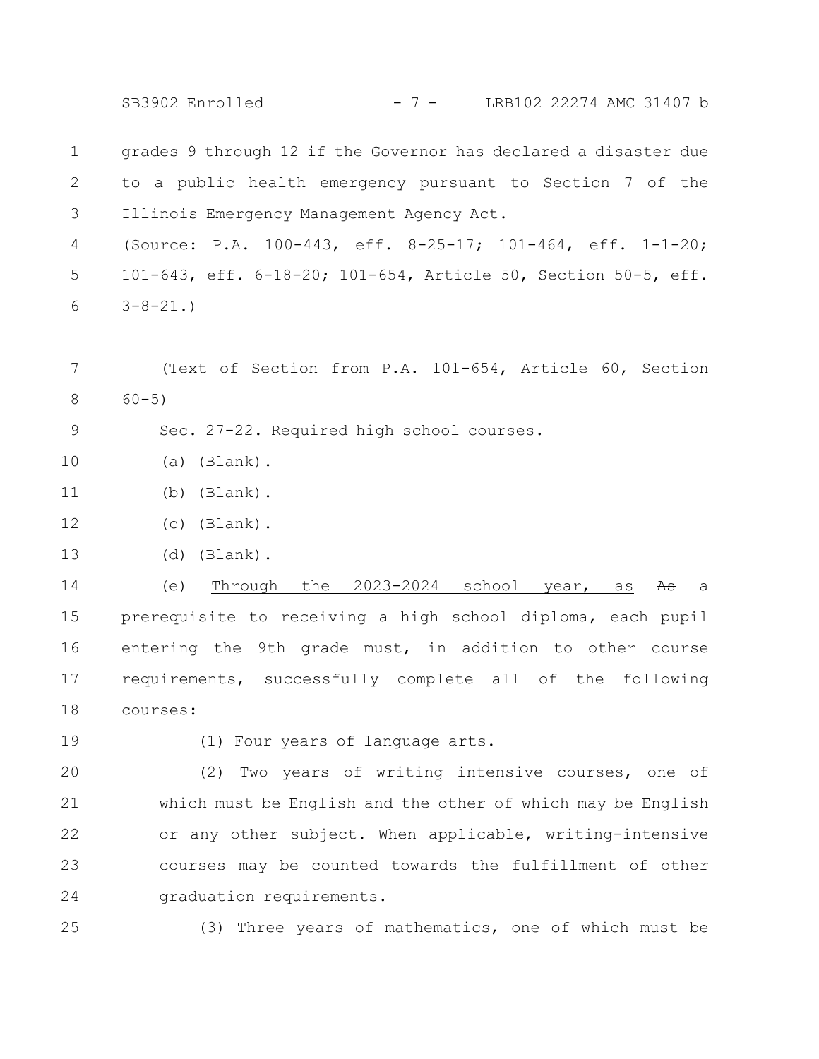grades 9 through 12 if the Governor has declared a disaster due to a public health emergency pursuant to Section 7 of the Illinois Emergency Management Agency Act.

(Source: P.A. 100-443, eff. 8-25-17; 101-464, eff. 1-1-20; 101-643, eff. 6-18-20; 101-654, Article 50, Section 50-5, eff. 3-8-21.)

(Text of Section from P.A. 101-654, Article 60, Section 60-5)

Sec. 27-22. Required high school courses.

(a) (Blank).

(b) (Blank).

(c) (Blank).

(d) (Blank).

(e) Through the 2023-2024 school year, as ~~As~~ a prerequisite to receiving a high school diploma, each pupil entering the 9th grade must, in addition to other course requirements, successfully complete all of the following courses:

(1) Four years of language arts.

(2) Two years of writing intensive courses, one of which must be English and the other of which may be English or any other subject. When applicable, writing-intensive courses may be counted towards the fulfillment of other graduation requirements.

(3) Three years of mathematics, one of which must be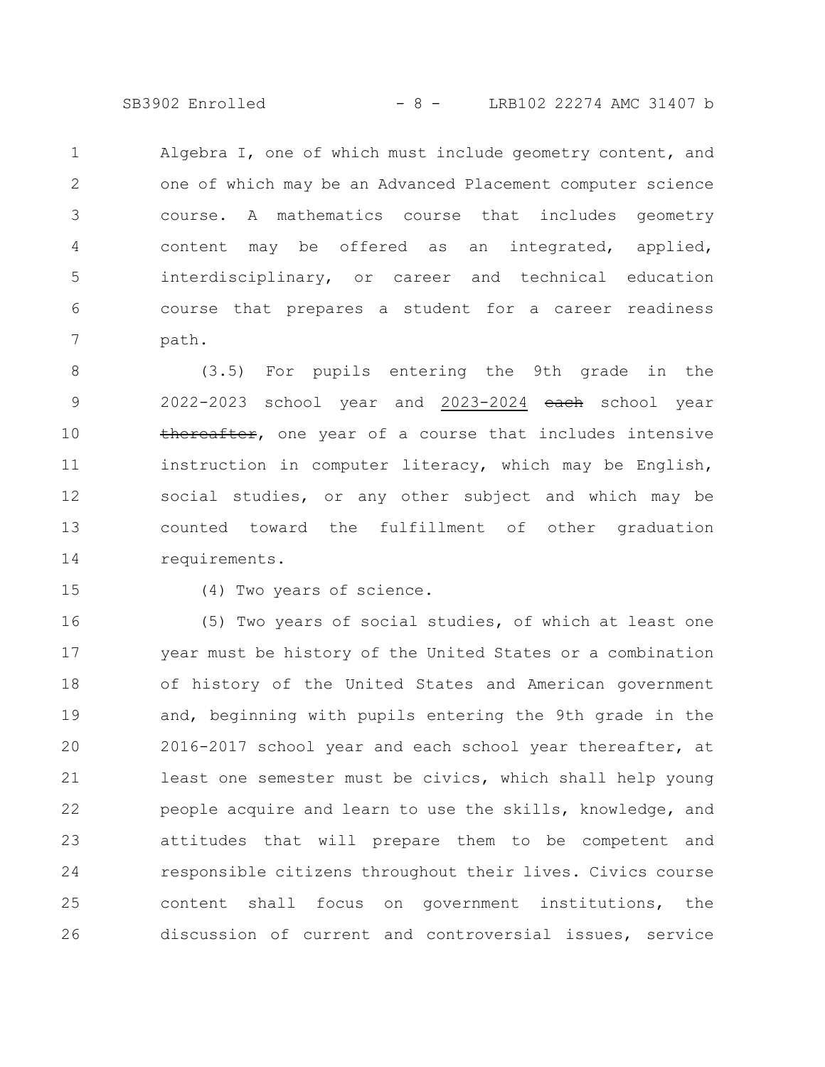Algebra I, one of which must include geometry content, and one of which may be an Advanced Placement computer science course. A mathematics course that includes geometry content may be offered as an integrated, applied, interdisciplinary, or career and technical education course that prepares a student for a career readiness path.

(3.5) For pupils entering the 9th grade in the 2022-2023 school year and <u>2023-2024</u> ~~each~~ school year ~~thereafter~~, one year of a course that includes intensive instruction in computer literacy, which may be English, social studies, or any other subject and which may be counted toward the fulfillment of other graduation requirements.

(4) Two years of science.

(5) Two years of social studies, of which at least one year must be history of the United States or a combination of history of the United States and American government and, beginning with pupils entering the 9th grade in the 2016-2017 school year and each school year thereafter, at least one semester must be civics, which shall help young people acquire and learn to use the skills, knowledge, and attitudes that will prepare them to be competent and responsible citizens throughout their lives. Civics course content shall focus on government institutions, the discussion of current and controversial issues, service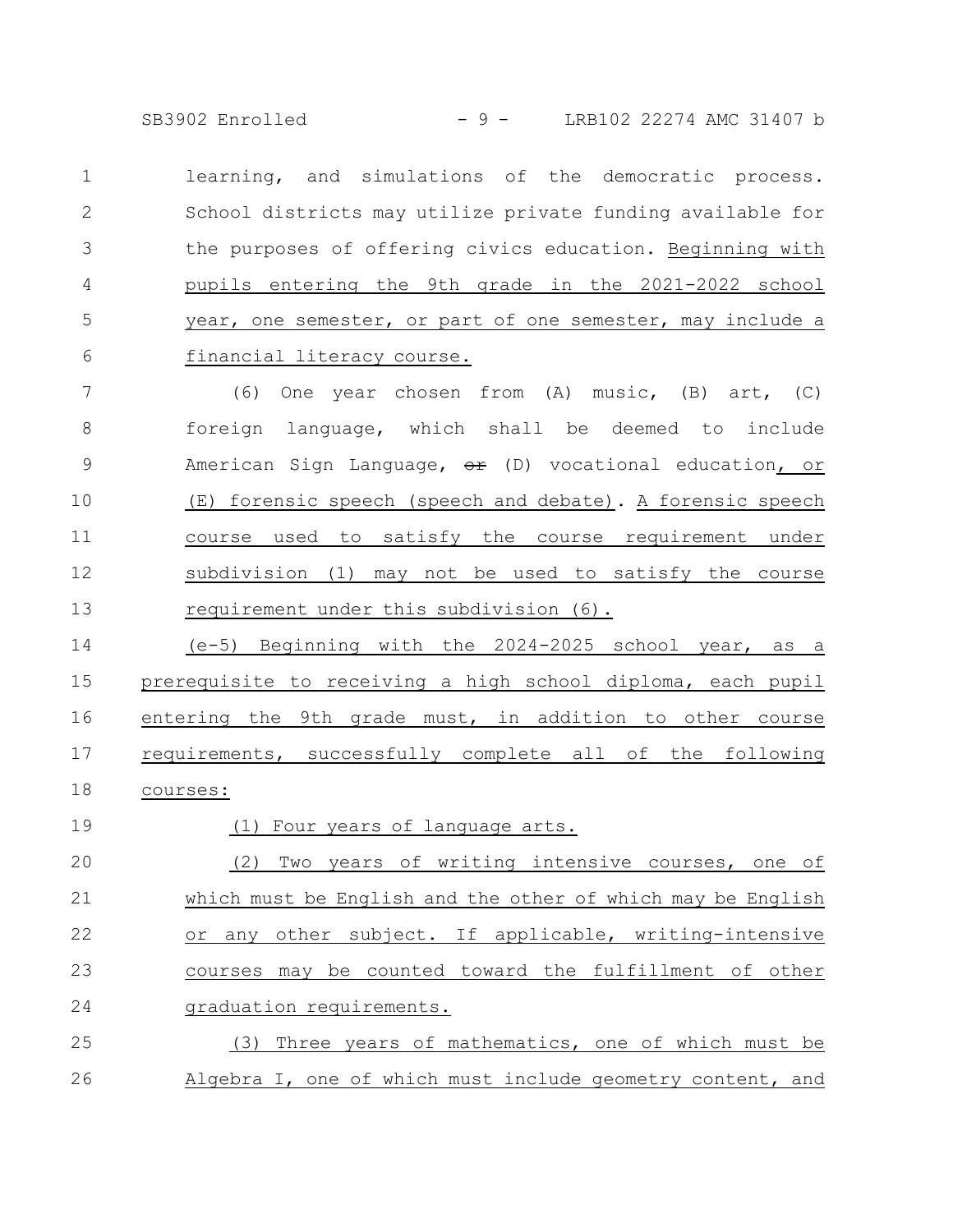learning, and simulations of the democratic process. School districts may utilize private funding available for the purposes of offering civics education. Beginning with pupils entering the 9th grade in the 2021-2022 school year, one semester, or part of one semester, may include a financial literacy course.

(6) One year chosen from (A) music, (B) art, (C) foreign language, which shall be deemed to include American Sign Language, ~~or~~ (D) vocational education, or (E) forensic speech (speech and debate). A forensic speech course used to satisfy the course requirement under subdivision (1) may not be used to satisfy the course requirement under this subdivision (6).

(e-5) Beginning with the 2024-2025 school year, as a prerequisite to receiving a high school diploma, each pupil entering the 9th grade must, in addition to other course requirements, successfully complete all of the following courses:

(1) Four years of language arts.

(2) Two years of writing intensive courses, one of which must be English and the other of which may be English or any other subject. If applicable, writing-intensive courses may be counted toward the fulfillment of other graduation requirements.

(3) Three years of mathematics, one of which must be Algebra I, one of which must include geometry content, and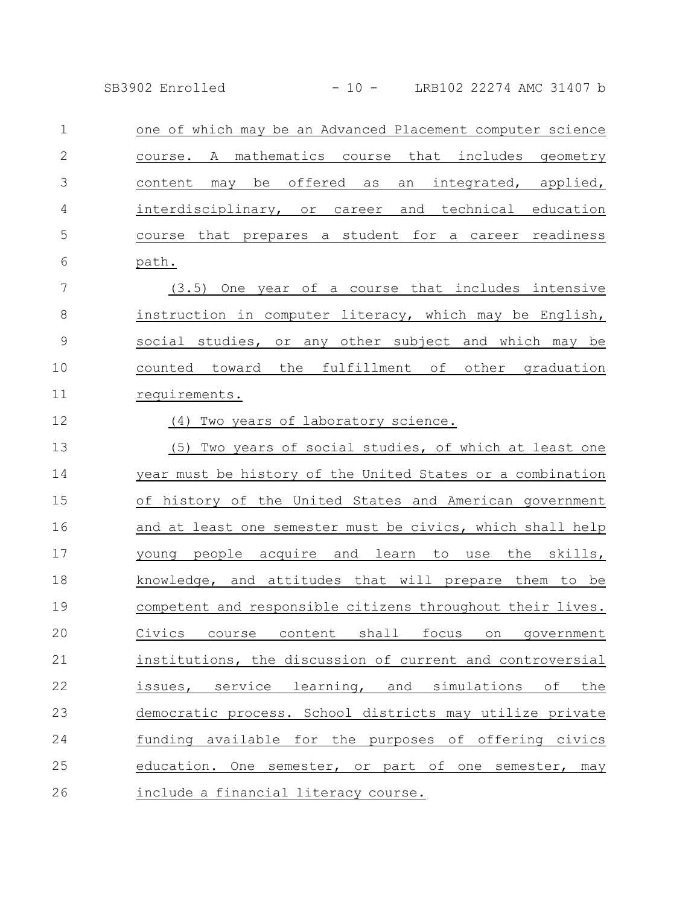one of which may be an Advanced Placement computer science course. A mathematics course that includes geometry content may be offered as an integrated, applied, interdisciplinary, or career and technical education course that prepares a student for a career readiness path.

(3.5) One year of a course that includes intensive instruction in computer literacy, which may be English, social studies, or any other subject and which may be counted toward the fulfillment of other graduation requirements.

(4) Two years of laboratory science.

(5) Two years of social studies, of which at least one year must be history of the United States or a combination of history of the United States and American government and at least one semester must be civics, which shall help young people acquire and learn to use the skills, knowledge, and attitudes that will prepare them to be competent and responsible citizens throughout their lives. Civics course content shall focus on government institutions, the discussion of current and controversial issues, service learning, and simulations of the democratic process. School districts may utilize private funding available for the purposes of offering civics education. One semester, or part of one semester, may include a financial literacy course.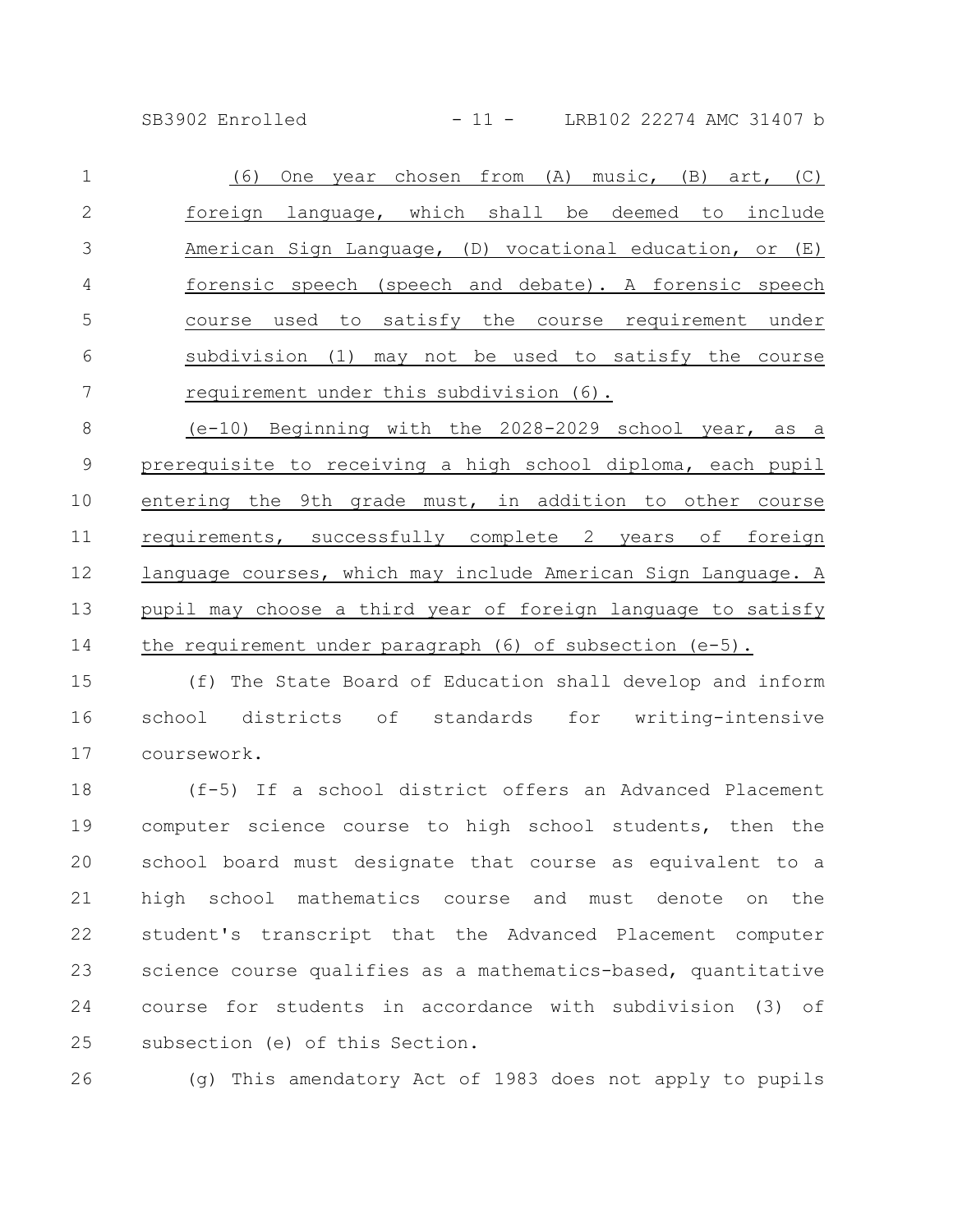(6) One year chosen from (A) music, (B) art, (C) foreign language, which shall be deemed to include American Sign Language, (D) vocational education, or (E) forensic speech (speech and debate). A forensic speech course used to satisfy the course requirement under subdivision (1) may not be used to satisfy the course requirement under this subdivision (6).

(e-10) Beginning with the 2028-2029 school year, as a prerequisite to receiving a high school diploma, each pupil entering the 9th grade must, in addition to other course requirements, successfully complete 2 years of foreign language courses, which may include American Sign Language. A pupil may choose a third year of foreign language to satisfy the requirement under paragraph (6) of subsection (e-5).

(f) The State Board of Education shall develop and inform school districts of standards for writing-intensive coursework.

(f-5) If a school district offers an Advanced Placement computer science course to high school students, then the school board must designate that course as equivalent to a high school mathematics course and must denote on the student's transcript that the Advanced Placement computer science course qualifies as a mathematics-based, quantitative course for students in accordance with subdivision (3) of subsection (e) of this Section.

(g) This amendatory Act of 1983 does not apply to pupils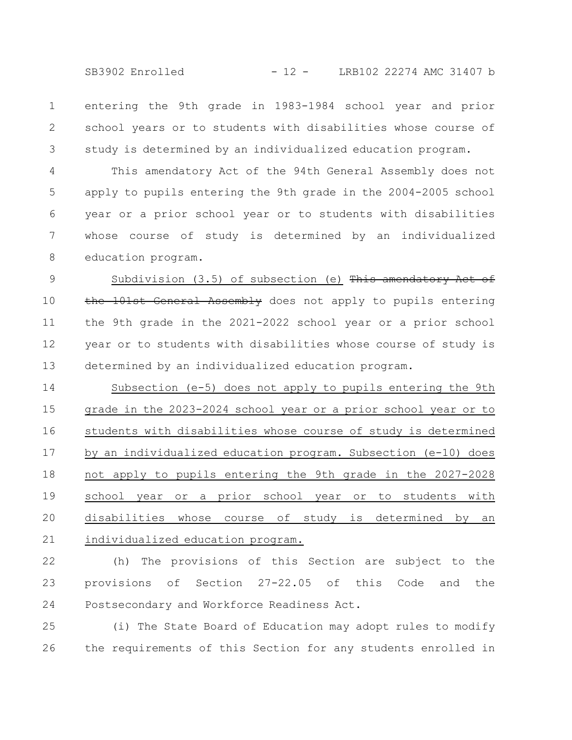entering the 9th grade in 1983-1984 school year and prior school years or to students with disabilities whose course of study is determined by an individualized education program.

This amendatory Act of the 94th General Assembly does not apply to pupils entering the 9th grade in the 2004-2005 school year or a prior school year or to students with disabilities whose course of study is determined by an individualized education program.

Subdivision (3.5) of subsection (e) ~~This amendatory Act of the 101st General Assembly~~ does not apply to pupils entering the 9th grade in the 2021-2022 school year or a prior school year or to students with disabilities whose course of study is determined by an individualized education program.

Subsection (e-5) does not apply to pupils entering the 9th grade in the 2023-2024 school year or a prior school year or to students with disabilities whose course of study is determined by an individualized education program. Subsection (e-10) does not apply to pupils entering the 9th grade in the 2027-2028 school year or a prior school year or to students with disabilities whose course of study is determined by an individualized education program.

(h) The provisions of this Section are subject to the provisions of Section 27-22.05 of this Code and the Postsecondary and Workforce Readiness Act.

(i) The State Board of Education may adopt rules to modify the requirements of this Section for any students enrolled in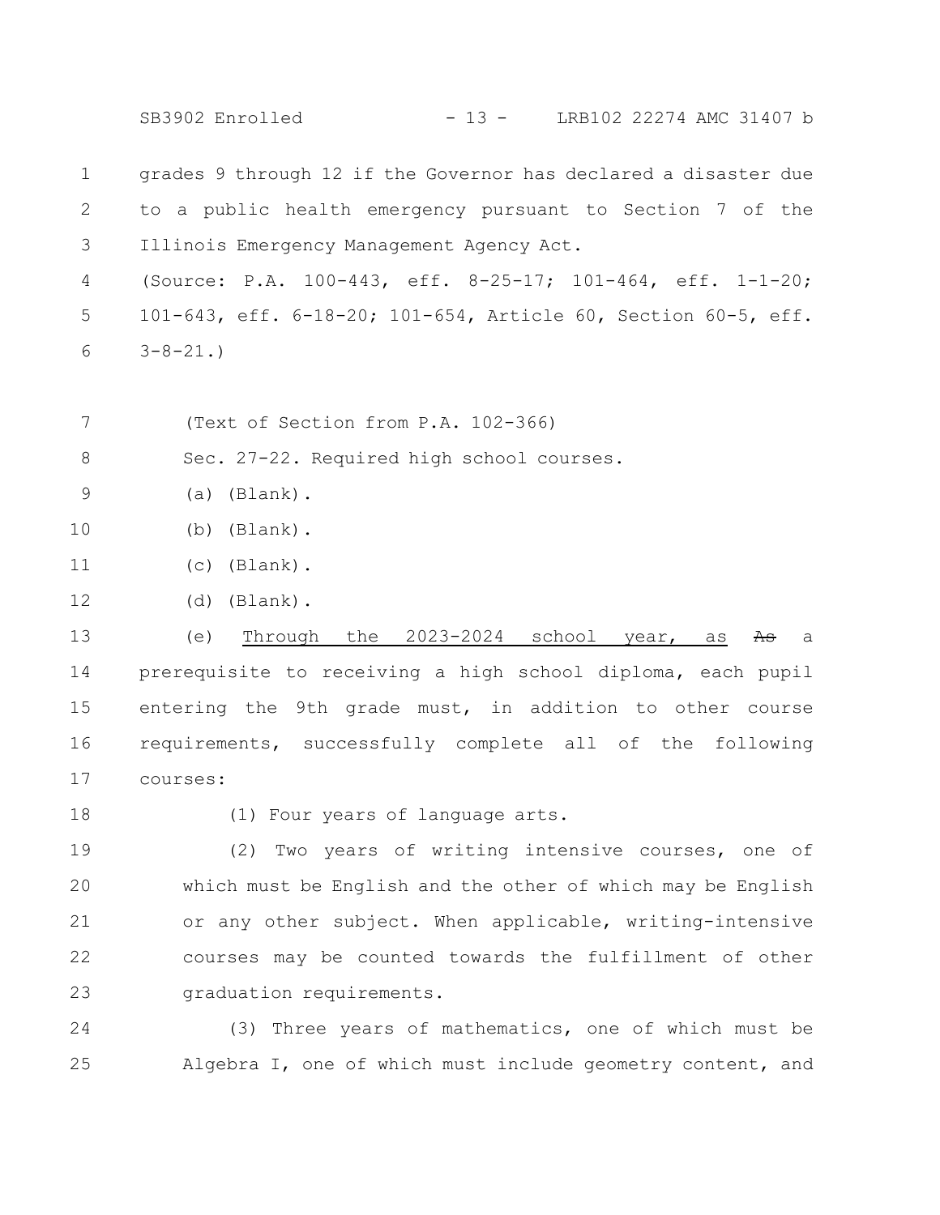grades 9 through 12 if the Governor has declared a disaster due to a public health emergency pursuant to Section 7 of the Illinois Emergency Management Agency Act.

(Source: P.A. 100-443, eff. 8-25-17; 101-464, eff. 1-1-20; 101-643, eff. 6-18-20; 101-654, Article 60, Section 60-5, eff. 3-8-21.)

(Text of Section from P.A. 102-366)

Sec. 27-22. Required high school courses.

(a) (Blank).

(b) (Blank).

(c) (Blank).

(d) (Blank).

(e) Through the 2023-2024 school year, as ~~As~~ a prerequisite to receiving a high school diploma, each pupil entering the 9th grade must, in addition to other course requirements, successfully complete all of the following courses:

(1) Four years of language arts.

(2) Two years of writing intensive courses, one of which must be English and the other of which may be English or any other subject. When applicable, writing-intensive courses may be counted towards the fulfillment of other graduation requirements.

(3) Three years of mathematics, one of which must be Algebra I, one of which must include geometry content, and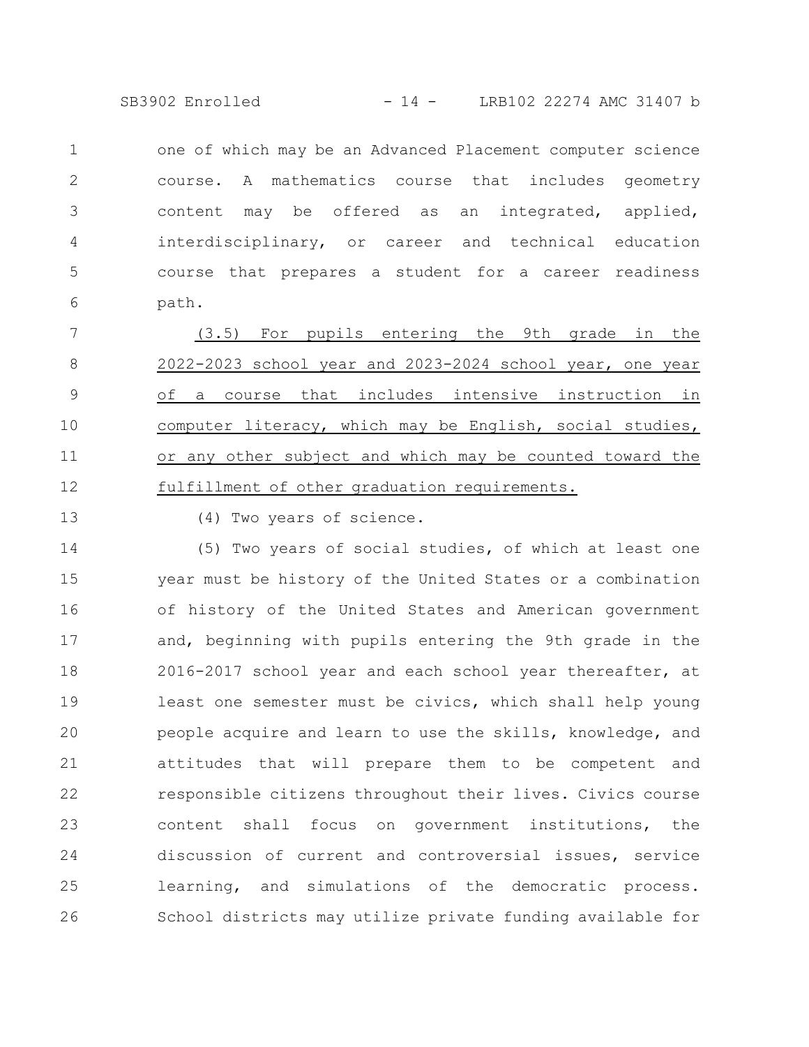one of which may be an Advanced Placement computer science course. A mathematics course that includes geometry content may be offered as an integrated, applied, interdisciplinary, or career and technical education course that prepares a student for a career readiness path.

<u>(3.5) For pupils entering the 9th grade in the 2022-2023 school year and 2023-2024 school year, one year of a course that includes intensive instruction in computer literacy, which may be English, social studies, or any other subject and which may be counted toward the fulfillment of other graduation requirements.</u>

(4) Two years of science.

(5) Two years of social studies, of which at least one year must be history of the United States or a combination of history of the United States and American government and, beginning with pupils entering the 9th grade in the 2016-2017 school year and each school year thereafter, at least one semester must be civics, which shall help young people acquire and learn to use the skills, knowledge, and attitudes that will prepare them to be competent and responsible citizens throughout their lives. Civics course content shall focus on government institutions, the discussion of current and controversial issues, service learning, and simulations of the democratic process. School districts may utilize private funding available for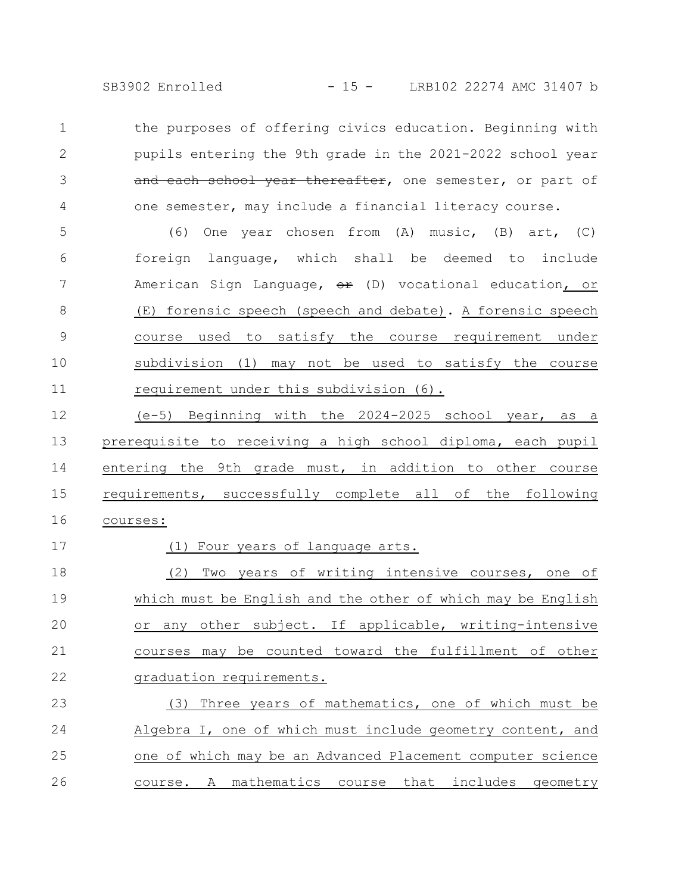the purposes of offering civics education. Beginning with pupils entering the 9th grade in the 2021-2022 school year ~~and each school year thereafter~~, one semester, or part of one semester, may include a financial literacy course.

(6) One year chosen from (A) music, (B) art, (C) foreign language, which shall be deemed to include American Sign Language, ~~or~~ (D) vocational education, or (E) forensic speech (speech and debate). A forensic speech course used to satisfy the course requirement under subdivision (1) may not be used to satisfy the course requirement under this subdivision (6).

(e-5) Beginning with the 2024-2025 school year, as a prerequisite to receiving a high school diploma, each pupil entering the 9th grade must, in addition to other course requirements, successfully complete all of the following courses:

(1) Four years of language arts.

(2) Two years of writing intensive courses, one of which must be English and the other of which may be English or any other subject. If applicable, writing-intensive courses may be counted toward the fulfillment of other graduation requirements.

(3) Three years of mathematics, one of which must be Algebra I, one of which must include geometry content, and one of which may be an Advanced Placement computer science course. A mathematics course that includes geometry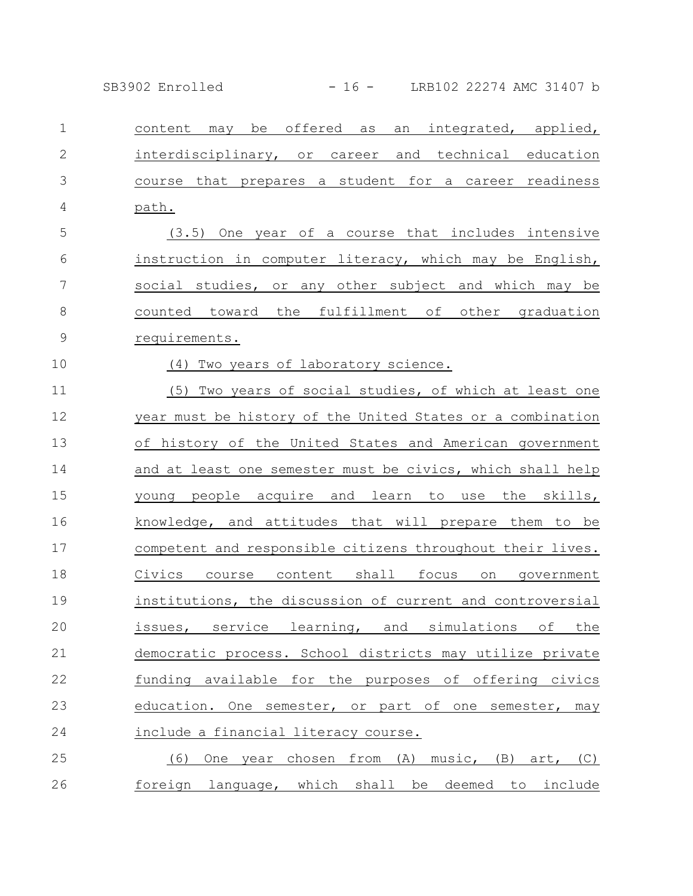content may be offered as an integrated, applied, interdisciplinary, or career and technical education course that prepares a student for a career readiness path.

(3.5) One year of a course that includes intensive instruction in computer literacy, which may be English, social studies, or any other subject and which may be counted toward the fulfillment of other graduation requirements.

(4) Two years of laboratory science.

(5) Two years of social studies, of which at least one year must be history of the United States or a combination of history of the United States and American government and at least one semester must be civics, which shall help young people acquire and learn to use the skills, knowledge, and attitudes that will prepare them to be competent and responsible citizens throughout their lives. Civics course content shall focus on government institutions, the discussion of current and controversial issues, service learning, and simulations of the democratic process. School districts may utilize private funding available for the purposes of offering civics education. One semester, or part of one semester, may include a financial literacy course.

(6) One year chosen from (A) music, (B) art, (C) foreign language, which shall be deemed to include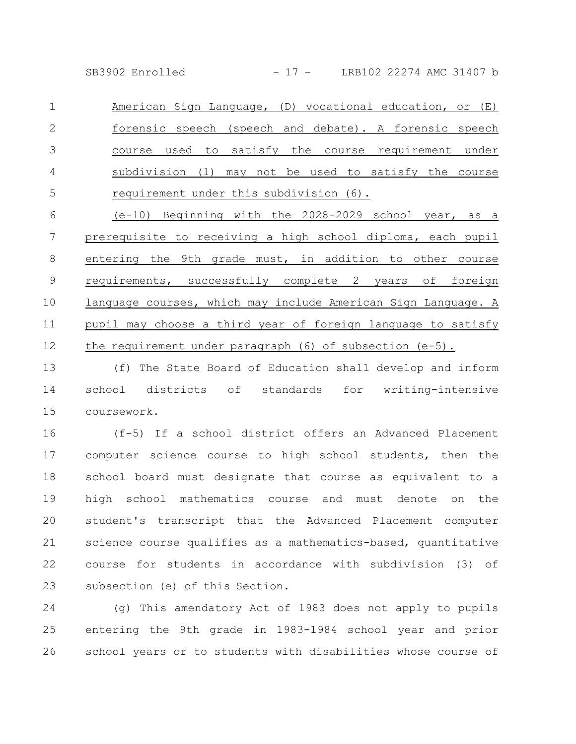American Sign Language, (D) vocational education, or (E) forensic speech (speech and debate). A forensic speech course used to satisfy the course requirement under subdivision (1) may not be used to satisfy the course requirement under this subdivision (6).

(e-10) Beginning with the 2028-2029 school year, as a prerequisite to receiving a high school diploma, each pupil entering the 9th grade must, in addition to other course requirements, successfully complete 2 years of foreign language courses, which may include American Sign Language. A pupil may choose a third year of foreign language to satisfy the requirement under paragraph (6) of subsection (e-5).

(f) The State Board of Education shall develop and inform school districts of standards for writing-intensive coursework.

(f-5) If a school district offers an Advanced Placement computer science course to high school students, then the school board must designate that course as equivalent to a high school mathematics course and must denote on the student's transcript that the Advanced Placement computer science course qualifies as a mathematics-based, quantitative course for students in accordance with subdivision (3) of subsection (e) of this Section.

(g) This amendatory Act of 1983 does not apply to pupils entering the 9th grade in 1983-1984 school year and prior school years or to students with disabilities whose course of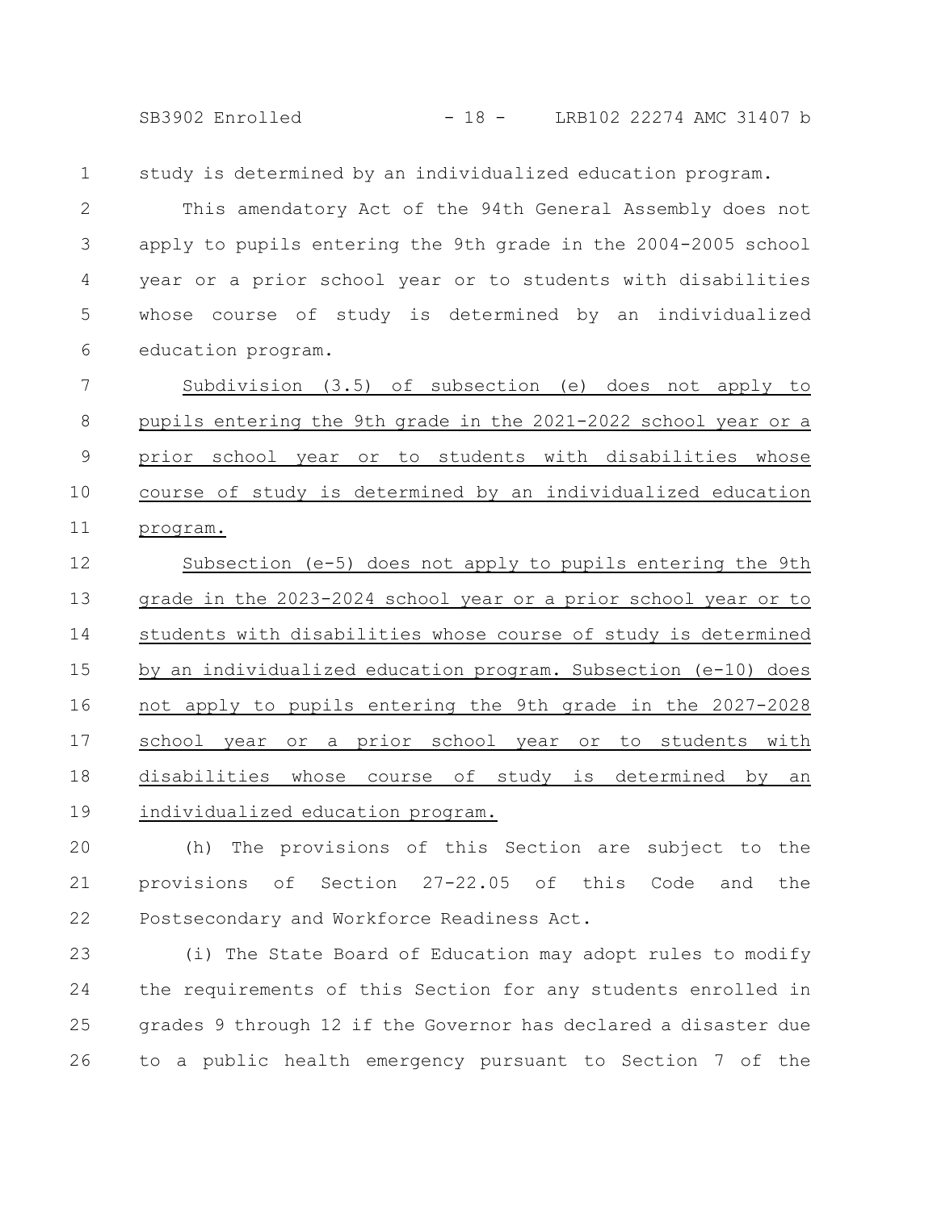study is determined by an individualized education program.

This amendatory Act of the 94th General Assembly does not apply to pupils entering the 9th grade in the 2004-2005 school year or a prior school year or to students with disabilities whose course of study is determined by an individualized education program.

Subdivision (3.5) of subsection (e) does not apply to pupils entering the 9th grade in the 2021-2022 school year or a prior school year or to students with disabilities whose course of study is determined by an individualized education program.

Subsection (e-5) does not apply to pupils entering the 9th grade in the 2023-2024 school year or a prior school year or to students with disabilities whose course of study is determined by an individualized education program. Subsection (e-10) does not apply to pupils entering the 9th grade in the 2027-2028 school year or a prior school year or to students with disabilities whose course of study is determined by an individualized education program.

(h) The provisions of this Section are subject to the provisions of Section 27-22.05 of this Code and the Postsecondary and Workforce Readiness Act.

(i) The State Board of Education may adopt rules to modify the requirements of this Section for any students enrolled in grades 9 through 12 if the Governor has declared a disaster due to a public health emergency pursuant to Section 7 of the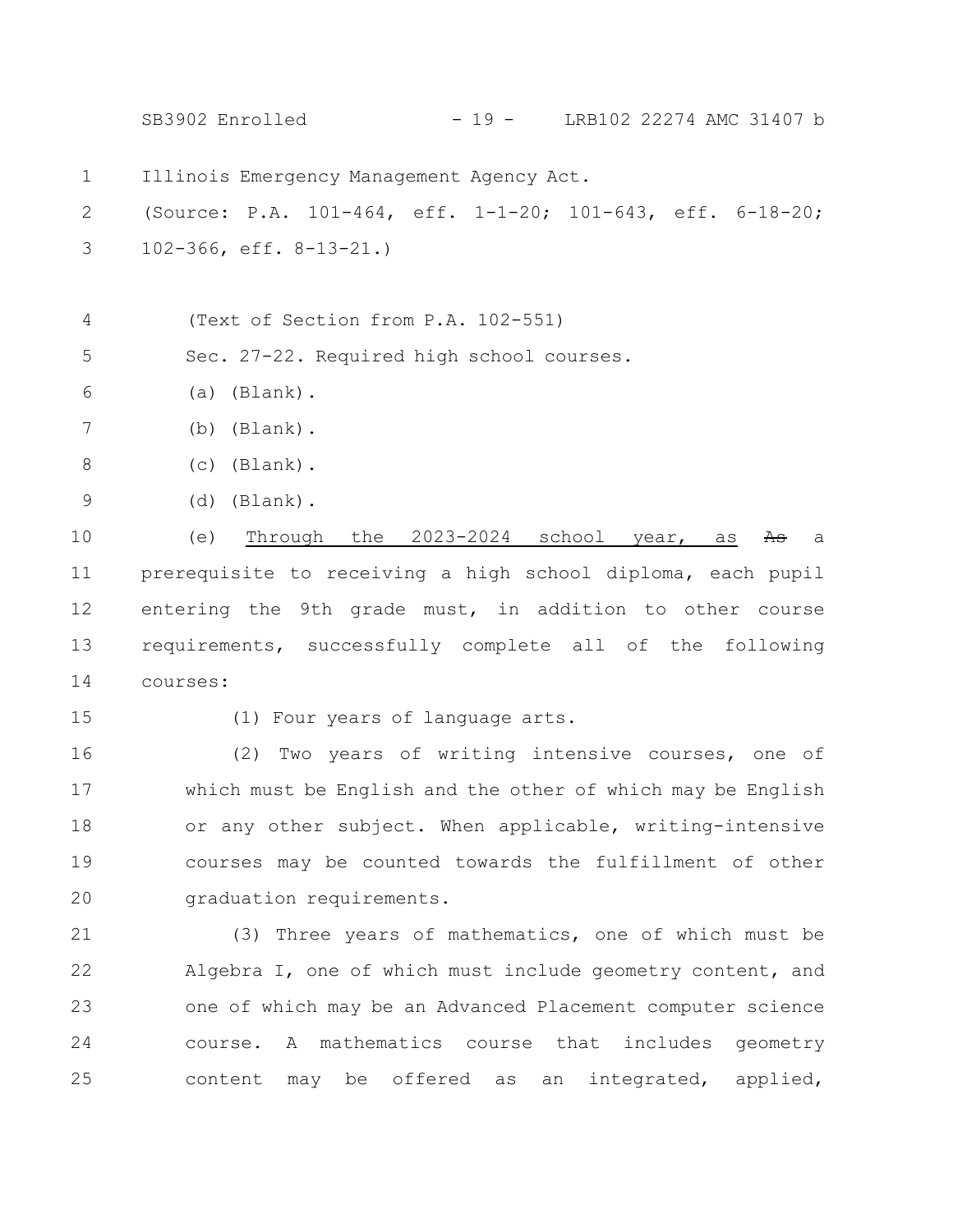Illinois Emergency Management Agency Act.

(Source: P.A. 101-464, eff. 1-1-20; 101-643, eff. 6-18-20; 102-366, eff. 8-13-21.)

(Text of Section from P.A. 102-551)

Sec. 27-22. Required high school courses.

(a) (Blank).

(b) (Blank).

(c) (Blank).

(d) (Blank).

(e) Through the 2023-2024 school year, as ~~As~~ a prerequisite to receiving a high school diploma, each pupil entering the 9th grade must, in addition to other course requirements, successfully complete all of the following courses:

(1) Four years of language arts.

(2) Two years of writing intensive courses, one of which must be English and the other of which may be English or any other subject. When applicable, writing-intensive courses may be counted towards the fulfillment of other graduation requirements.

(3) Three years of mathematics, one of which must be Algebra I, one of which must include geometry content, and one of which may be an Advanced Placement computer science course. A mathematics course that includes geometry content may be offered as an integrated, applied,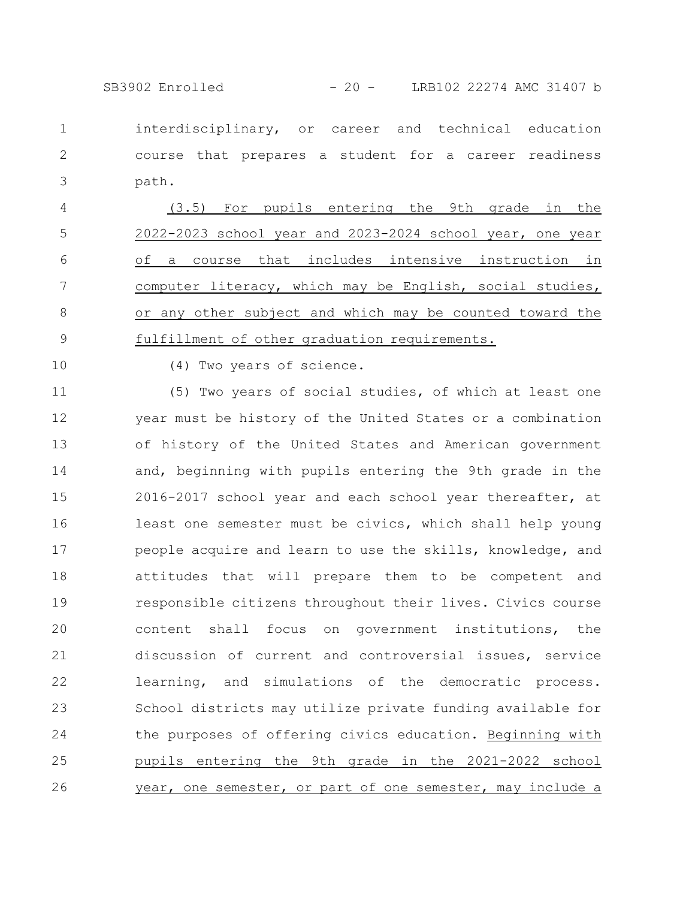interdisciplinary, or career and technical education course that prepares a student for a career readiness path.

(3.5) For pupils entering the 9th grade in the 2022-2023 school year and 2023-2024 school year, one year of a course that includes intensive instruction in computer literacy, which may be English, social studies, or any other subject and which may be counted toward the fulfillment of other graduation requirements.

(4) Two years of science.

(5) Two years of social studies, of which at least one year must be history of the United States or a combination of history of the United States and American government and, beginning with pupils entering the 9th grade in the 2016-2017 school year and each school year thereafter, at least one semester must be civics, which shall help young people acquire and learn to use the skills, knowledge, and attitudes that will prepare them to be competent and responsible citizens throughout their lives. Civics course content shall focus on government institutions, the discussion of current and controversial issues, service learning, and simulations of the democratic process. School districts may utilize private funding available for the purposes of offering civics education. Beginning with pupils entering the 9th grade in the 2021-2022 school year, one semester, or part of one semester, may include a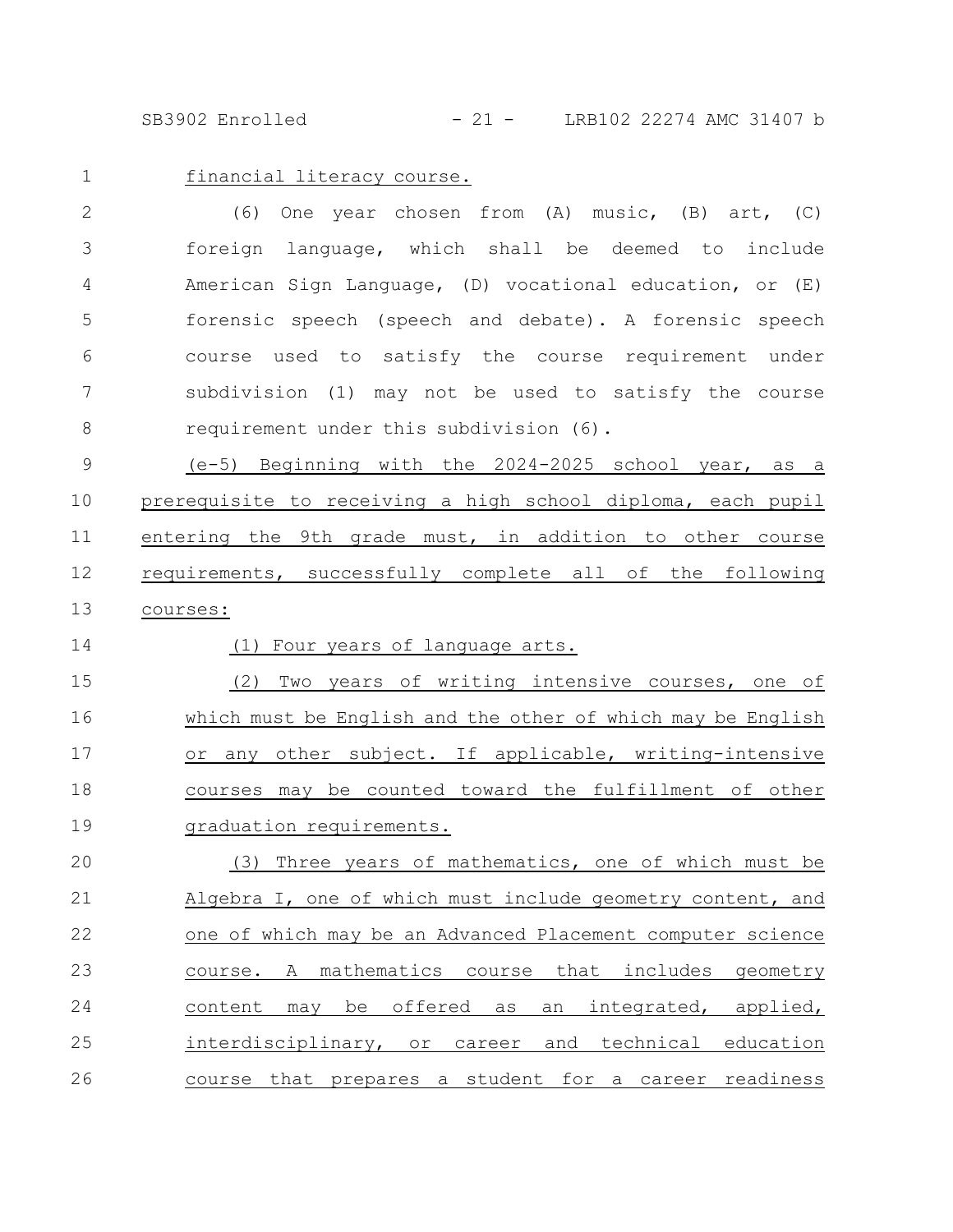financial literacy course.

(6) One year chosen from (A) music, (B) art, (C) foreign language, which shall be deemed to include American Sign Language, (D) vocational education, or (E) forensic speech (speech and debate). A forensic speech course used to satisfy the course requirement under subdivision (1) may not be used to satisfy the course requirement under this subdivision (6).

(e-5) Beginning with the 2024-2025 school year, as a prerequisite to receiving a high school diploma, each pupil entering the 9th grade must, in addition to other course requirements, successfully complete all of the following courses:

(1) Four years of language arts.

(2) Two years of writing intensive courses, one of which must be English and the other of which may be English or any other subject. If applicable, writing-intensive courses may be counted toward the fulfillment of other graduation requirements.

(3) Three years of mathematics, one of which must be Algebra I, one of which must include geometry content, and one of which may be an Advanced Placement computer science course. A mathematics course that includes geometry content may be offered as an integrated, applied, interdisciplinary, or career and technical education course that prepares a student for a career readiness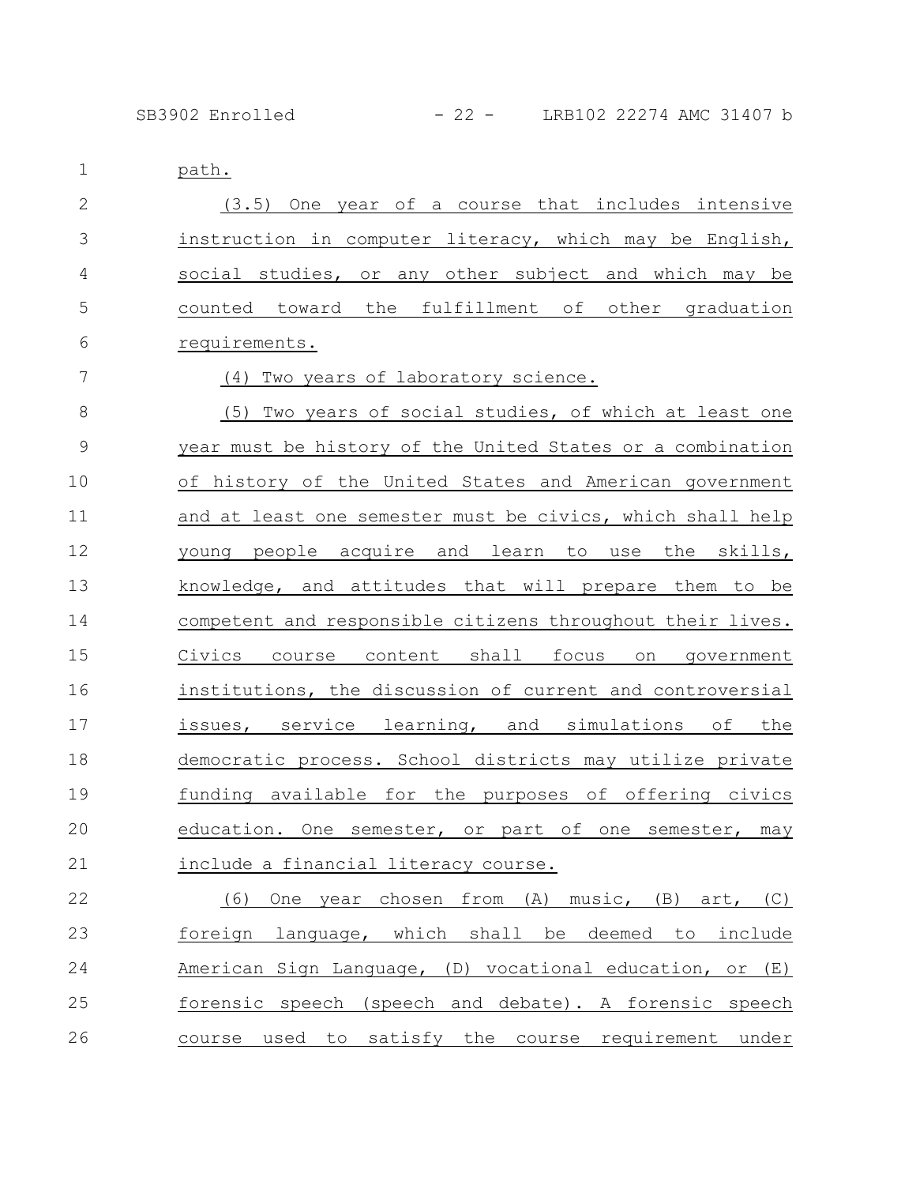path.

(3.5) One year of a course that includes intensive instruction in computer literacy, which may be English, social studies, or any other subject and which may be counted toward the fulfillment of other graduation requirements.

(4) Two years of laboratory science.

(5) Two years of social studies, of which at least one year must be history of the United States or a combination of history of the United States and American government and at least one semester must be civics, which shall help young people acquire and learn to use the skills, knowledge, and attitudes that will prepare them to be competent and responsible citizens throughout their lives. Civics course content shall focus on government institutions, the discussion of current and controversial issues, service learning, and simulations of the democratic process. School districts may utilize private funding available for the purposes of offering civics education. One semester, or part of one semester, may include a financial literacy course.

(6) One year chosen from (A) music, (B) art, (C) foreign language, which shall be deemed to include American Sign Language, (D) vocational education, or (E) forensic speech (speech and debate). A forensic speech course used to satisfy the course requirement under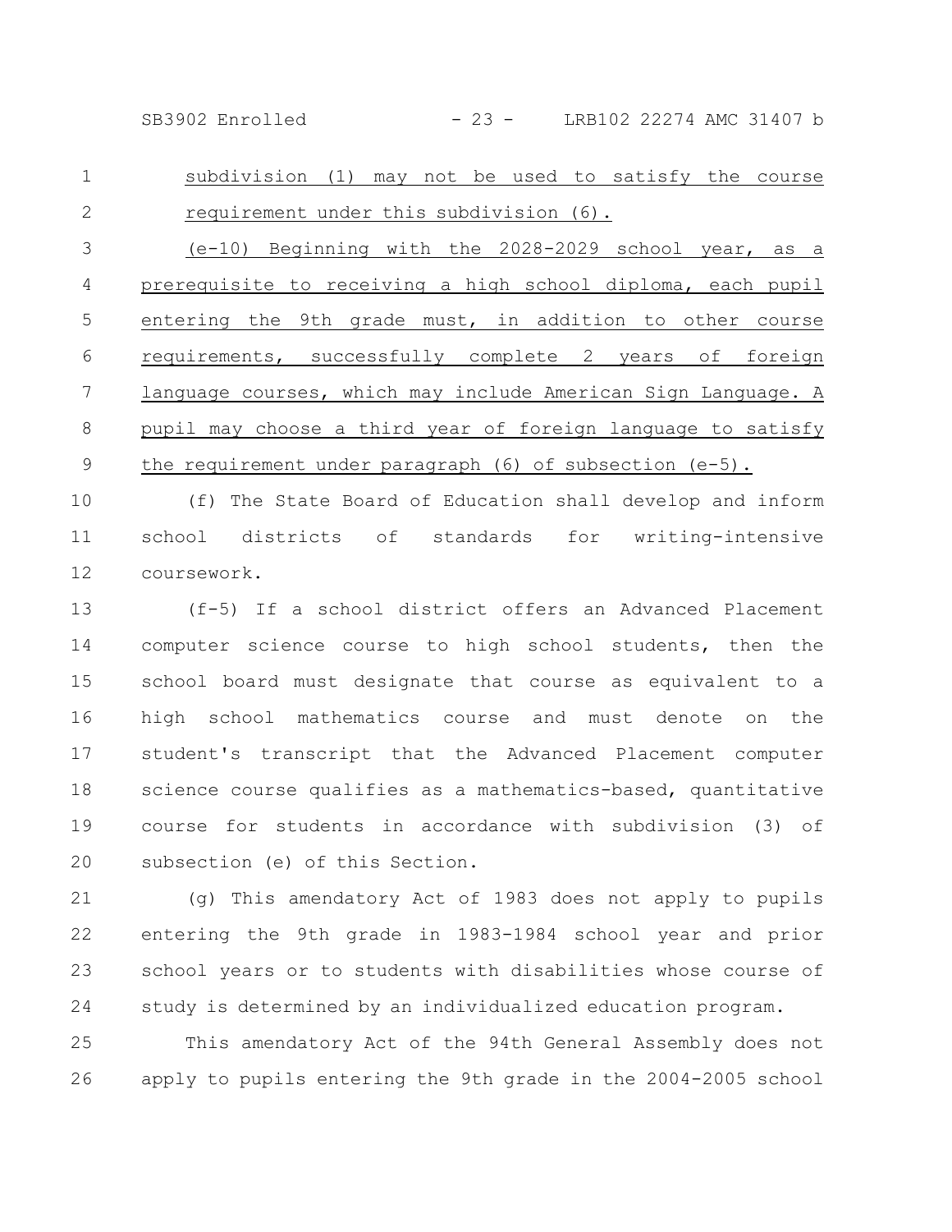subdivision (1) may not be used to satisfy the course requirement under this subdivision (6).

(e-10) Beginning with the 2028-2029 school year, as a prerequisite to receiving a high school diploma, each pupil entering the 9th grade must, in addition to other course requirements, successfully complete 2 years of foreign language courses, which may include American Sign Language. A pupil may choose a third year of foreign language to satisfy the requirement under paragraph (6) of subsection (e-5).

(f) The State Board of Education shall develop and inform school districts of standards for writing-intensive coursework.

(f-5) If a school district offers an Advanced Placement computer science course to high school students, then the school board must designate that course as equivalent to a high school mathematics course and must denote on the student's transcript that the Advanced Placement computer science course qualifies as a mathematics-based, quantitative course for students in accordance with subdivision (3) of subsection (e) of this Section.

(g) This amendatory Act of 1983 does not apply to pupils entering the 9th grade in 1983-1984 school year and prior school years or to students with disabilities whose course of study is determined by an individualized education program.

This amendatory Act of the 94th General Assembly does not apply to pupils entering the 9th grade in the 2004-2005 school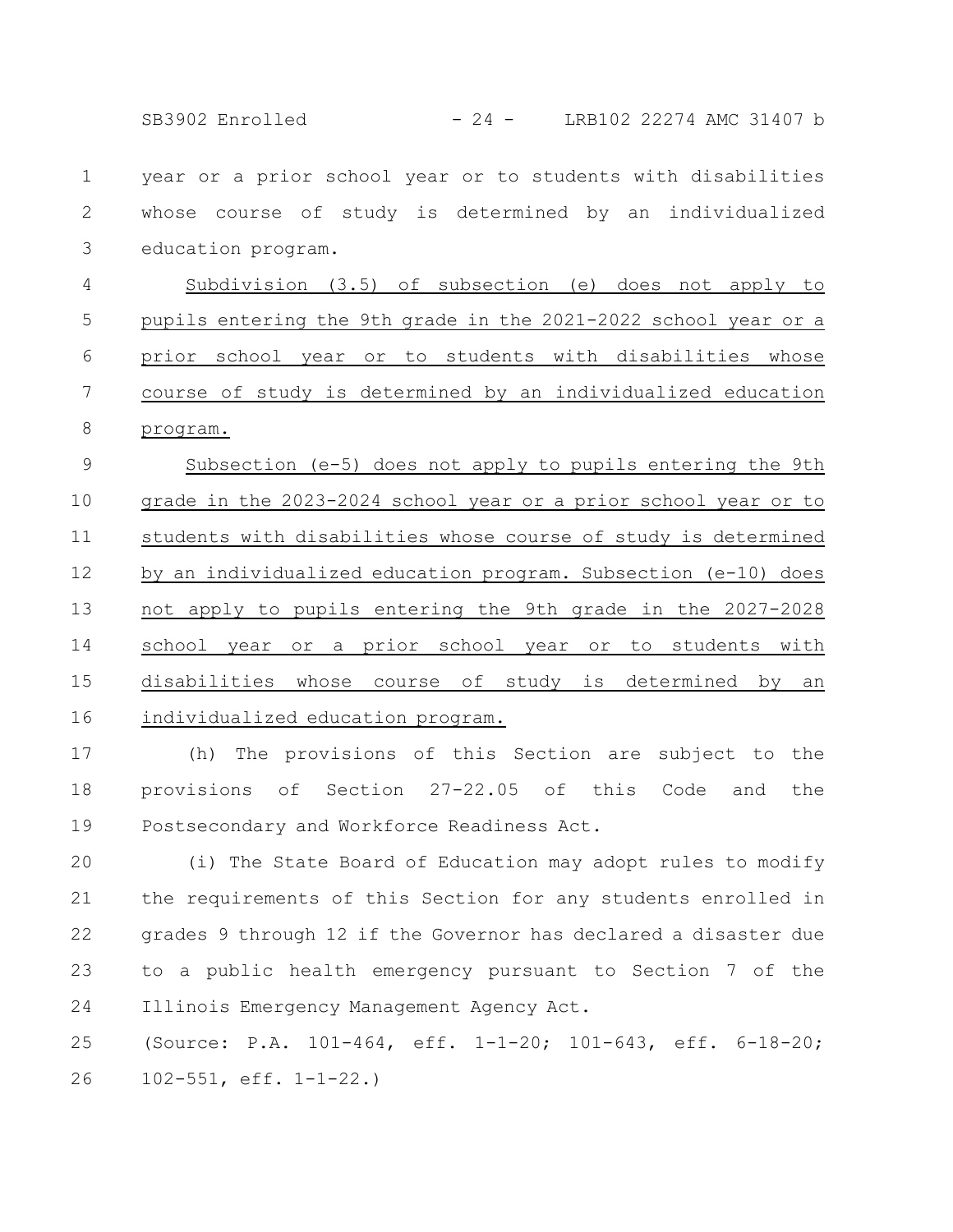year or a prior school year or to students with disabilities whose course of study is determined by an individualized education program.

Subdivision (3.5) of subsection (e) does not apply to pupils entering the 9th grade in the 2021-2022 school year or a prior school year or to students with disabilities whose course of study is determined by an individualized education program.

Subsection (e-5) does not apply to pupils entering the 9th grade in the 2023-2024 school year or a prior school year or to students with disabilities whose course of study is determined by an individualized education program. Subsection (e-10) does not apply to pupils entering the 9th grade in the 2027-2028 school year or a prior school year or to students with disabilities whose course of study is determined by an individualized education program.

(h) The provisions of this Section are subject to the provisions of Section 27-22.05 of this Code and the Postsecondary and Workforce Readiness Act.

(i) The State Board of Education may adopt rules to modify the requirements of this Section for any students enrolled in grades 9 through 12 if the Governor has declared a disaster due to a public health emergency pursuant to Section 7 of the Illinois Emergency Management Agency Act.

(Source: P.A. 101-464, eff. 1-1-20; 101-643, eff. 6-18-20; 102-551, eff. 1-1-22.)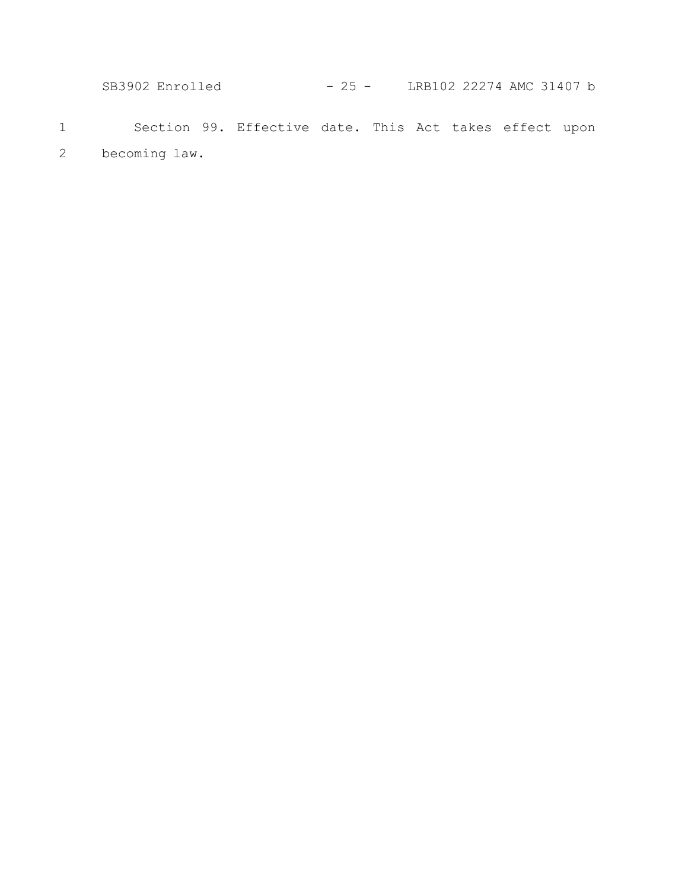Section 99. Effective date. This Act takes effect upon becoming law.